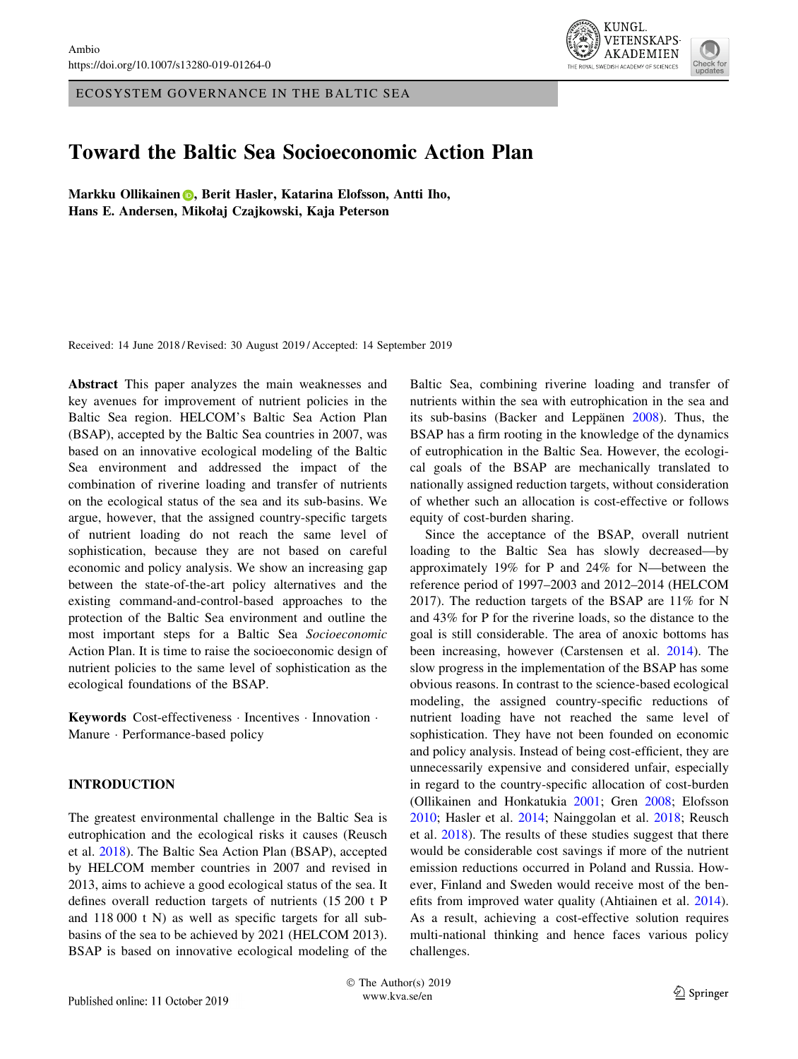ECOSYSTEM GOVERNANCE IN THE BALTIC SEA

# Toward the Baltic Sea Socioeconomic Action Plan

**Markku Ollikainen, Berit Hasler, Katarina Elofsson, Antti Iho, Hans E. Andersen, Mikołaj Czajkowski, Kaja Peterson**

Received: 14 June 2018 / Revised: 30 August 2019 / Accepted: 14 September 2019

**Abstract** This paper analyzes the main weaknesses and key avenues for improvement of nutrient policies in the Baltic Sea region. HELCOM's Baltic Sea Action Plan (BSAP), accepted by the Baltic Sea countries in 2007, was based on an innovative ecological modeling of the Baltic Sea environment and addressed the impact of the combination of riverine loading and transfer of nutrients on the ecological status of the sea and its sub-basins. We argue, however, that the assigned country-specific targets of nutrient loading do not reach the same level of sophistication, because they are not based on careful economic and policy analysis. We show an increasing gap between the state-of-the-art policy alternatives and the existing command-and-control-based approaches to the protection of the Baltic Sea environment and outline the most important steps for a Baltic Sea *Socioeconomic* Action Plan. It is time to raise the socioeconomic design of nutrient policies to the same level of sophistication as the ecological foundations of the BSAP.

**Keywords** Cost-effectiveness · Incentives · Innovation · Manure · Performance-based policy

## INTRODUCTION

The greatest environmental challenge in the Baltic Sea is eutrophication and the ecological risks it causes (Reusch et al. 2018). The Baltic Sea Action Plan (BSAP), accepted by HELCOM member countries in 2007 and revised in 2013, aims to achieve a good ecological status of the sea. It defines overall reduction targets of nutrients (15 200 t P and 118 000 t N) as well as specific targets for all sub-basins of the sea to be achieved by 2021 (HELCOM 2013). BSAP is based on innovative ecological modeling of the Baltic Sea, combining riverine loading and transfer of nutrients within the sea with eutrophication in the sea and its sub-basins (Backer and Leppänen 2008). Thus, the BSAP has a firm rooting in the knowledge of the dynamics of eutrophication in the Baltic Sea. However, the ecological goals of the BSAP are mechanically translated to nationally assigned reduction targets, without consideration of whether such an allocation is cost-effective or follows equity of cost-burden sharing.

Since the acceptance of the BSAP, overall nutrient loading to the Baltic Sea has slowly decreased—by approximately 19% for P and 24% for N—between the reference period of 1997–2003 and 2012–2014 (HELCOM 2017). The reduction targets of the BSAP are 11% for N and 43% for P for the riverine loads, so the distance to the goal is still considerable. The area of anoxic bottoms has been increasing, however (Carstensen et al. 2014). The slow progress in the implementation of the BSAP has some obvious reasons. In contrast to the science-based ecological modeling, the assigned country-specific reductions of nutrient loading have not reached the same level of sophistication. They have not been founded on economic and policy analysis. Instead of being cost-efficient, they are unnecessarily expensive and considered unfair, especially in regard to the country-specific allocation of cost-burden (Ollikainen and Honkatukia 2001; Gren 2008; Elofsson 2010; Hasler et al. 2014; Nainggolan et al. 2018; Reusch et al. 2018). The results of these studies suggest that there would be considerable cost savings if more of the nutrient emission reductions occurred in Poland and Russia. However, Finland and Sweden would receive most of the benefits from improved water quality (Ahtiainen et al. 2014). As a result, achieving a cost-effective solution requires multi-national thinking and hence faces various policy challenges.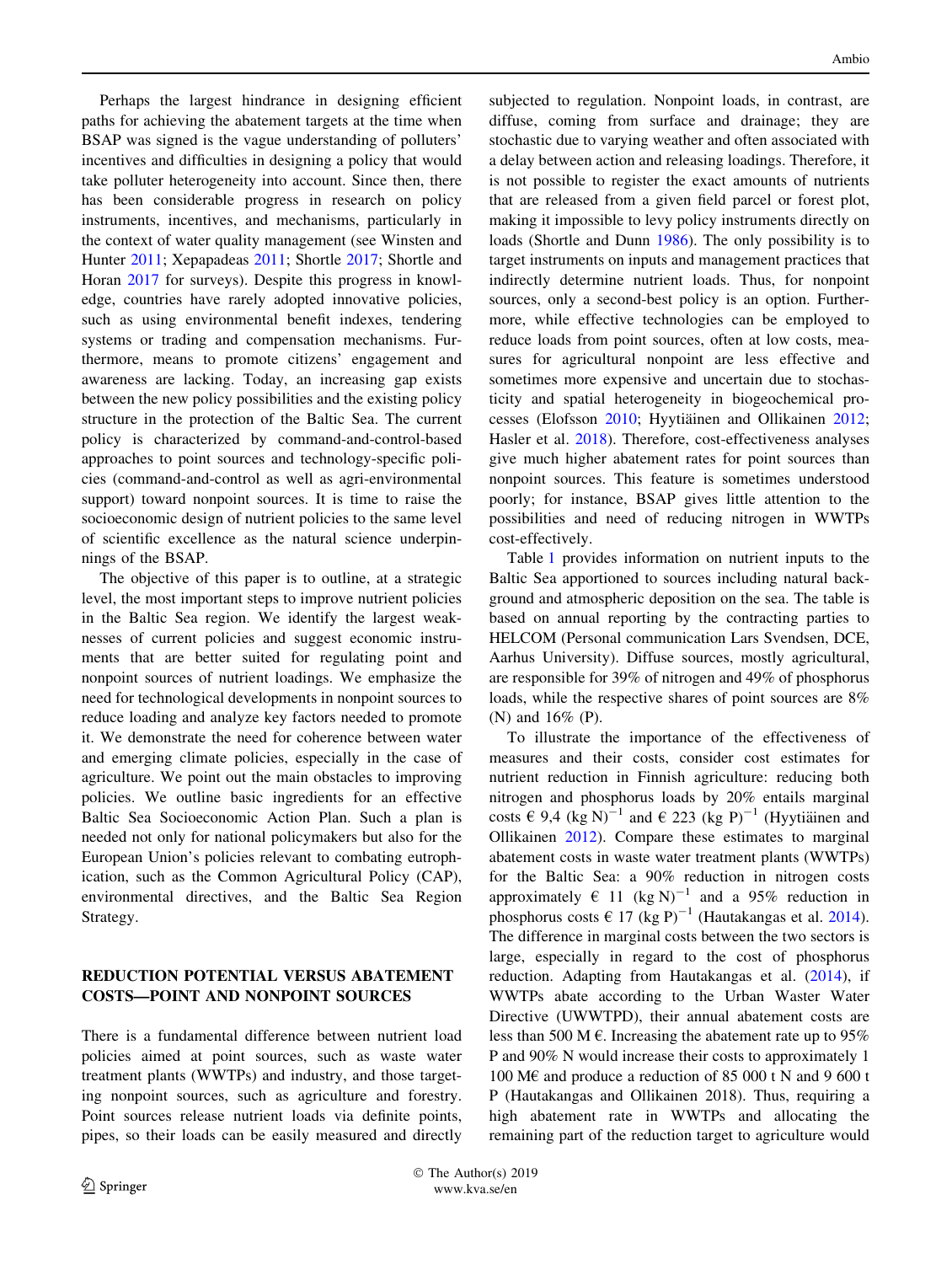Perhaps the largest hindrance in designing efficient paths for achieving the abatement targets at the time when BSAP was signed is the vague understanding of polluters' incentives and difficulties in designing a policy that would take polluter heterogeneity into account. Since then, there has been considerable progress in research on policy instruments, incentives, and mechanisms, particularly in the context of water quality management (see Winsten and Hunter 2011; Xepapadeas 2011; Shortle 2017; Shortle and Horan 2017 for surveys). Despite this progress in knowledge, countries have rarely adopted innovative policies, such as using environmental benefit indexes, tendering systems or trading and compensation mechanisms. Furthermore, means to promote citizens' engagement and awareness are lacking. Today, an increasing gap exists between the new policy possibilities and the existing policy structure in the protection of the Baltic Sea. The current policy is characterized by command-and-control-based approaches to point sources and technology-specific policies (command-and-control as well as agri-environmental support) toward nonpoint sources. It is time to raise the socioeconomic design of nutrient policies to the same level of scientific excellence as the natural science underpinnings of the BSAP.

The objective of this paper is to outline, at a strategic level, the most important steps to improve nutrient policies in the Baltic Sea region. We identify the largest weaknesses of current policies and suggest economic instruments that are better suited for regulating point and nonpoint sources of nutrient loadings. We emphasize the need for technological developments in nonpoint sources to reduce loading and analyze key factors needed to promote it. We demonstrate the need for coherence between water and emerging climate policies, especially in the case of agriculture. We point out the main obstacles to improving policies. We outline basic ingredients for an effective Baltic Sea Socioeconomic Action Plan. Such a plan is needed not only for national policymakers but also for the European Union's policies relevant to combating eutrophication, such as the Common Agricultural Policy (CAP), environmental directives, and the Baltic Sea Region Strategy.

## REDUCTION POTENTIAL VERSUS ABATEMENT COSTS—POINT AND NONPOINT SOURCES

There is a fundamental difference between nutrient load policies aimed at point sources, such as waste water treatment plants (WWTPs) and industry, and those targeting nonpoint sources, such as agriculture and forestry. Point sources release nutrient loads via definite points, pipes, so their loads can be easily measured and directly subjected to regulation. Nonpoint loads, in contrast, are diffuse, coming from surface and drainage; they are stochastic due to varying weather and often associated with a delay between action and releasing loadings. Therefore, it is not possible to register the exact amounts of nutrients that are released from a given field parcel or forest plot, making it impossible to levy policy instruments directly on loads (Shortle and Dunn 1986). The only possibility is to target instruments on inputs and management practices that indirectly determine nutrient loads. Thus, for nonpoint sources, only a second-best policy is an option. Furthermore, while effective technologies can be employed to reduce loads from point sources, often at low costs, measures for agricultural nonpoint are less effective and sometimes more expensive and uncertain due to stochasticity and spatial heterogeneity in biogeochemical processes (Elofsson 2010; Hyytiäinen and Ollikainen 2012; Hasler et al. 2018). Therefore, cost-effectiveness analyses give much higher abatement rates for point sources than nonpoint sources. This feature is sometimes understood poorly; for instance, BSAP gives little attention to the possibilities and need of reducing nitrogen in WWTPs cost-effectively.

Table 1 provides information on nutrient inputs to the Baltic Sea apportioned to sources including natural background and atmospheric deposition on the sea. The table is based on annual reporting by the contracting parties to HELCOM (Personal communication Lars Svendsen, DCE, Aarhus University). Diffuse sources, mostly agricultural, are responsible for 39% of nitrogen and 49% of phosphorus loads, while the respective shares of point sources are 8% (N) and 16% (P).

To illustrate the importance of the effectiveness of measures and their costs, consider cost estimates for nutrient reduction in Finnish agriculture: reducing both nitrogen and phosphorus loads by 20% entails marginal costs € 9,4 $(\text{kg N})^{-1}$ and € 223 $(\text{kg P})^{-1}$ (Hyytiäinen and Ollikainen 2012). Compare these estimates to marginal abatement costs in waste water treatment plants (WWTPs) for the Baltic Sea: a 90% reduction in nitrogen costs approximately € 11 $(\text{kg N})^{-1}$ and a 95% reduction in phosphorus costs € 17 $(\text{kg P})^{-1}$ (Hautakangas et al. 2014). The difference in marginal costs between the two sectors is large, especially in regard to the cost of phosphorus reduction. Adapting from Hautakangas et al. (2014), if WWTPs abate according to the Urban Waster Water Directive (UWWTPD), their annual abatement costs are less than 500 M €. Increasing the abatement rate up to 95% P and 90% N would increase their costs to approximately 1 100 M€ and produce a reduction of 85 000 t N and 9 600 t P (Hautakangas and Ollikainen 2018). Thus, requiring a high abatement rate in WWTPs and allocating the remaining part of the reduction target to agriculture would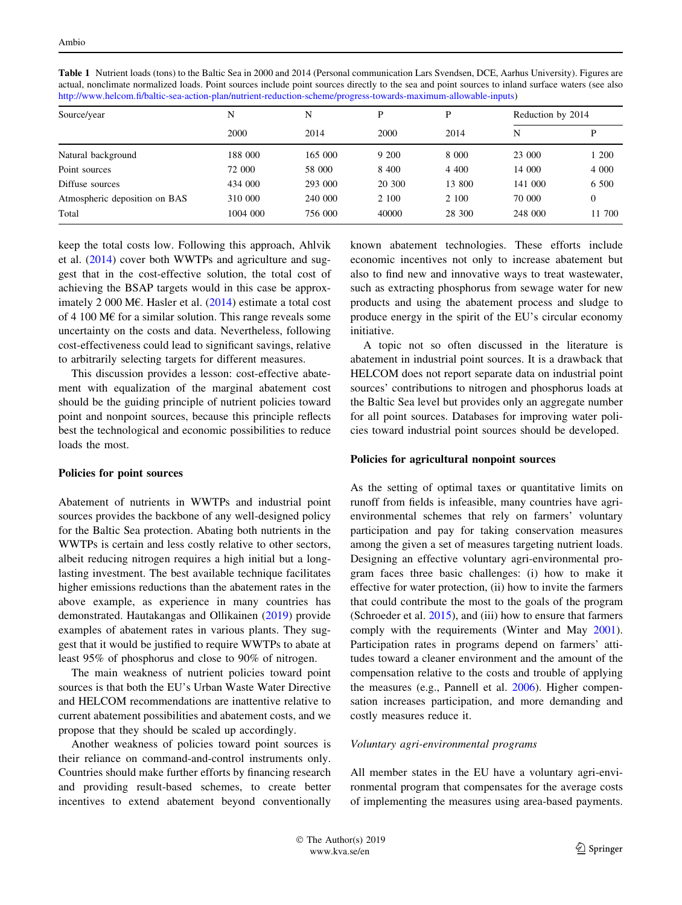Table 1 Nutrient loads (tons) to the Baltic Sea in 2000 and 2014 (Personal communication Lars Svendsen, DCE, Aarhus University). Figures are actual, nonclimate normalized loads. Point sources include point sources directly to the sea and point sources to inland surface waters (see also http://www.helcom.fi/baltic-sea-action-plan/nutrient-reduction-scheme/progress-towards-maximum-allowable-inputs)

| Source/year | N | N | P | P | Reduction by 2014 | |
|---|---|---|---|---|---|---|
| | 2000 | 2014 | 2000 | 2014 | N | P |
| Natural background | 188 000 | 165 000 | 9 200 | 8 000 | 23 000 | 1 200 |
| Point sources | 72 000 | 58 000 | 8 400 | 4 400 | 14 000 | 4 000 |
| Diffuse sources | 434 000 | 293 000 | 20 300 | 13 800 | 141 000 | 6 500 |
| Atmospheric deposition on BAS | 310 000 | 240 000 | 2 100 | 2 100 | 70 000 | 0 |
| Total | 1004 000 | 756 000 | 40000 | 28 300 | 248 000 | 11 700 |

keep the total costs low. Following this approach, Ahlvik et al. (2014) cover both WWTPs and agriculture and suggest that in the cost-effective solution, the total cost of achieving the BSAP targets would in this case be approximately 2 000 M€. Hasler et al. (2014) estimate a total cost of 4 100 M€ for a similar solution. This range reveals some uncertainty on the costs and data. Nevertheless, following cost-effectiveness could lead to significant savings, relative to arbitrarily selecting targets for different measures.

This discussion provides a lesson: cost-effective abatement with equalization of the marginal abatement cost should be the guiding principle of nutrient policies toward point and nonpoint sources, because this principle reflects best the technological and economic possibilities to reduce loads the most.

## Policies for point sources

Abatement of nutrients in WWTPs and industrial point sources provides the backbone of any well-designed policy for the Baltic Sea protection. Abating both nutrients in the WWTPs is certain and less costly relative to other sectors, albeit reducing nitrogen requires a high initial but a long-lasting investment. The best available technique facilitates higher emissions reductions than the abatement rates in the above example, as experience in many countries has demonstrated. Hautakangas and Ollikainen (2019) provide examples of abatement rates in various plants. They suggest that it would be justified to require WWTPs to abate at least 95% of phosphorus and close to 90% of nitrogen.

The main weakness of nutrient policies toward point sources is that both the EU's Urban Waste Water Directive and HELCOM recommendations are inattentive relative to current abatement possibilities and abatement costs, and we propose that they should be scaled up accordingly.

Another weakness of policies toward point sources is their reliance on command-and-control instruments only. Countries should make further efforts by financing research and providing result-based schemes, to create better incentives to extend abatement beyond conventionally known abatement technologies. These efforts include economic incentives not only to increase abatement but also to find new and innovative ways to treat wastewater, such as extracting phosphorus from sewage water for new products and using the abatement process and sludge to produce energy in the spirit of the EU's circular economy initiative.

A topic not so often discussed in the literature is abatement in industrial point sources. It is a drawback that HELCOM does not report separate data on industrial point sources' contributions to nitrogen and phosphorus loads at the Baltic Sea level but provides only an aggregate number for all point sources. Databases for improving water policies toward industrial point sources should be developed.

## Policies for agricultural nonpoint sources

As the setting of optimal taxes or quantitative limits on runoff from fields is infeasible, many countries have agri-environmental schemes that rely on farmers' voluntary participation and pay for taking conservation measures among the given a set of measures targeting nutrient loads. Designing an effective voluntary agri-environmental program faces three basic challenges: (i) how to make it effective for water protection, (ii) how to invite the farmers that could contribute the most to the goals of the program (Schroeder et al. 2015), and (iii) how to ensure that farmers comply with the requirements (Winter and May 2001). Participation rates in programs depend on farmers' attitudes toward a cleaner environment and the amount of the compensation relative to the costs and trouble of applying the measures (e.g., Pannell et al. 2006). Higher compensation increases participation, and more demanding and costly measures reduce it.

### *Voluntary agri-environmental programs*

All member states in the EU have a voluntary agri-environmental program that compensates for the average costs of implementing the measures using area-based payments.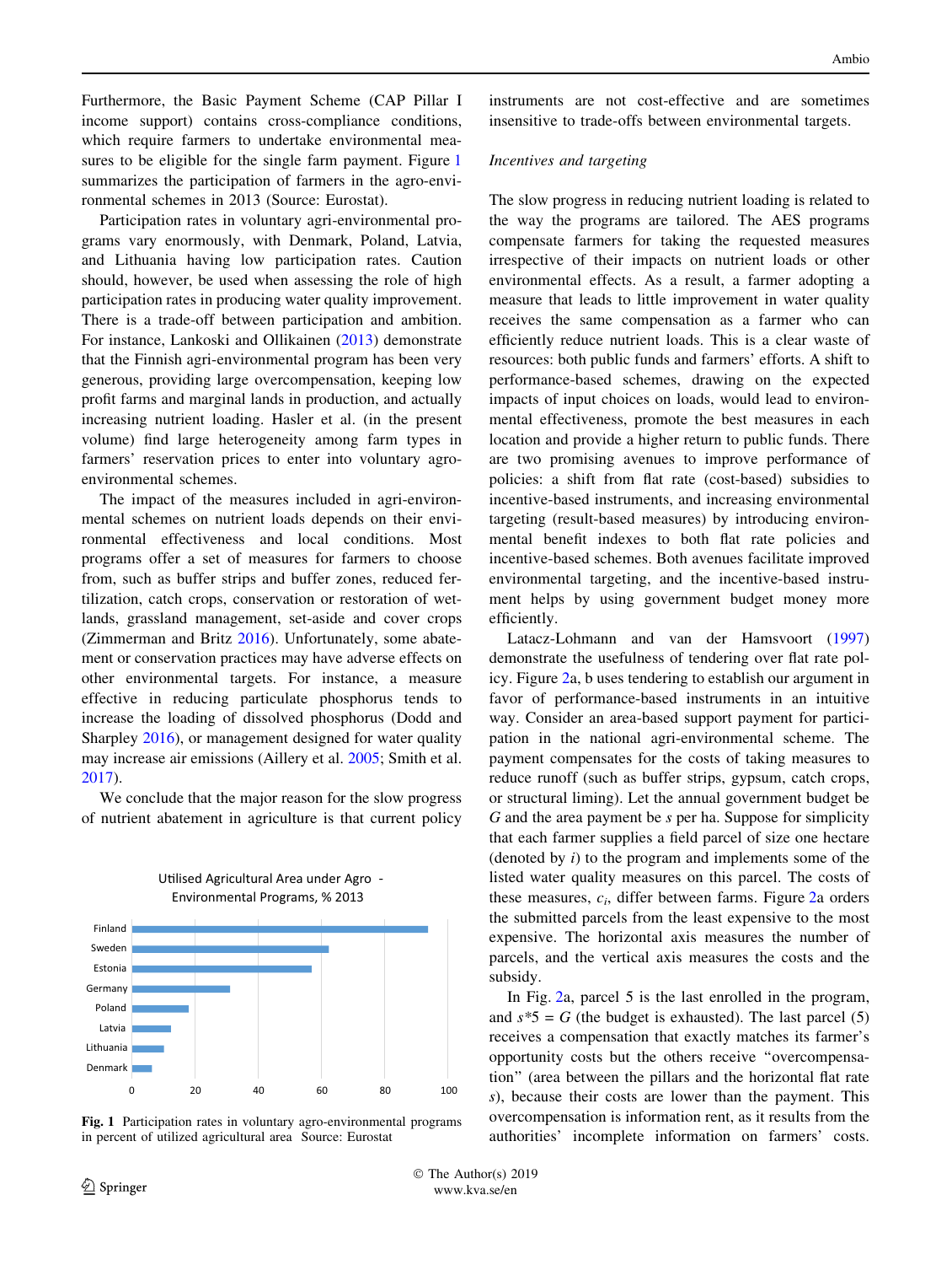Furthermore, the Basic Payment Scheme (CAP Pillar I income support) contains cross-compliance conditions, which require farmers to undertake environmental measures to be eligible for the single farm payment. Figure 1 summarizes the participation of farmers in the agro-environmental schemes in 2013 (Source: Eurostat).

Participation rates in voluntary agri-environmental programs vary enormously, with Denmark, Poland, Latvia, and Lithuania having low participation rates. Caution should, however, be used when assessing the role of high participation rates in producing water quality improvement. There is a trade-off between participation and ambition. For instance, Lankoski and Ollikainen (2013) demonstrate that the Finnish agri-environmental program has been very generous, providing large overcompensation, keeping low profit farms and marginal lands in production, and actually increasing nutrient loading. Hasler et al. (in the present volume) find large heterogeneity among farm types in farmers' reservation prices to enter into voluntary agro-environmental schemes.

The impact of the measures included in agri-environmental schemes on nutrient loads depends on their environmental effectiveness and local conditions. Most programs offer a set of measures for farmers to choose from, such as buffer strips and buffer zones, reduced fertilization, catch crops, conservation or restoration of wetlands, grassland management, set-aside and cover crops (Zimmerman and Britz 2016). Unfortunately, some abatement or conservation practices may have adverse effects on other environmental targets. For instance, a measure effective in reducing particulate phosphorus tends to increase the loading of dissolved phosphorus (Dodd and Sharpley 2016), or management designed for water quality may increase air emissions (Aillery et al. 2005; Smith et al. 2017).

We conclude that the major reason for the slow progress of nutrient abatement in agriculture is that current policy instruments are not cost-effective and are sometimes insensitive to trade-offs between environmental targets.

Utilised Agricultural Area under Agro - Environmental Programs, % 2013

Finland
Sweden
Estonia
Germany
Poland
Latvia
Lithuania
Denmark

0 20 40 60 80 100

**Fig. 1** Participation rates in voluntary agro-environmental programs in percent of utilized agricultural area Source: Eurostat

### *Incentives and targeting*

The slow progress in reducing nutrient loading is related to the way the programs are tailored. The AES programs compensate farmers for taking the requested measures irrespective of their impacts on nutrient loads or other environmental effects. As a result, a farmer adopting a measure that leads to little improvement in water quality receives the same compensation as a farmer who can efficiently reduce nutrient loads. This is a clear waste of resources: both public funds and farmers' efforts. A shift to performance-based schemes, drawing on the expected impacts of input choices on loads, would lead to environmental effectiveness, promote the best measures in each location and provide a higher return to public funds. There are two promising avenues to improve performance of policies: a shift from flat rate (cost-based) subsidies to incentive-based instruments, and increasing environmental targeting (result-based measures) by introducing environmental benefit indexes to both flat rate policies and incentive-based schemes. Both avenues facilitate improved environmental targeting, and the incentive-based instrument helps by using government budget money more efficiently.

Latacz-Lohmann and van der Hamsvoort (1997) demonstrate the usefulness of tendering over flat rate policy. Figure 2a, b uses tendering to establish our argument in favor of performance-based instruments in an intuitive way. Consider an area-based support payment for participation in the national agri-environmental scheme. The payment compensates for the costs of taking measures to reduce runoff (such as buffer strips, gypsum, catch crops, or structural liming). Let the annual government budget be $G$ and the area payment be $s$ per ha. Suppose for simplicity that each farmer supplies a field parcel of size one hectare (denoted by $i$) to the program and implements some of the listed water quality measures on this parcel. The costs of these measures, $c_i$, differ between farms. Figure 2a orders the submitted parcels from the least expensive to the most expensive. The horizontal axis measures the number of parcels, and the vertical axis measures the costs and the subsidy.

In Fig. 2a, parcel 5 is the last enrolled in the program, and $s*5 = G$ (the budget is exhausted). The last parcel (5) receives a compensation that exactly matches its farmer's opportunity costs but the others receive "overcompensation" (area between the pillars and the horizontal flat rate $s$), because their costs are lower than the payment. This overcompensation is information rent, as it results from the authorities' incomplete information on farmers' costs.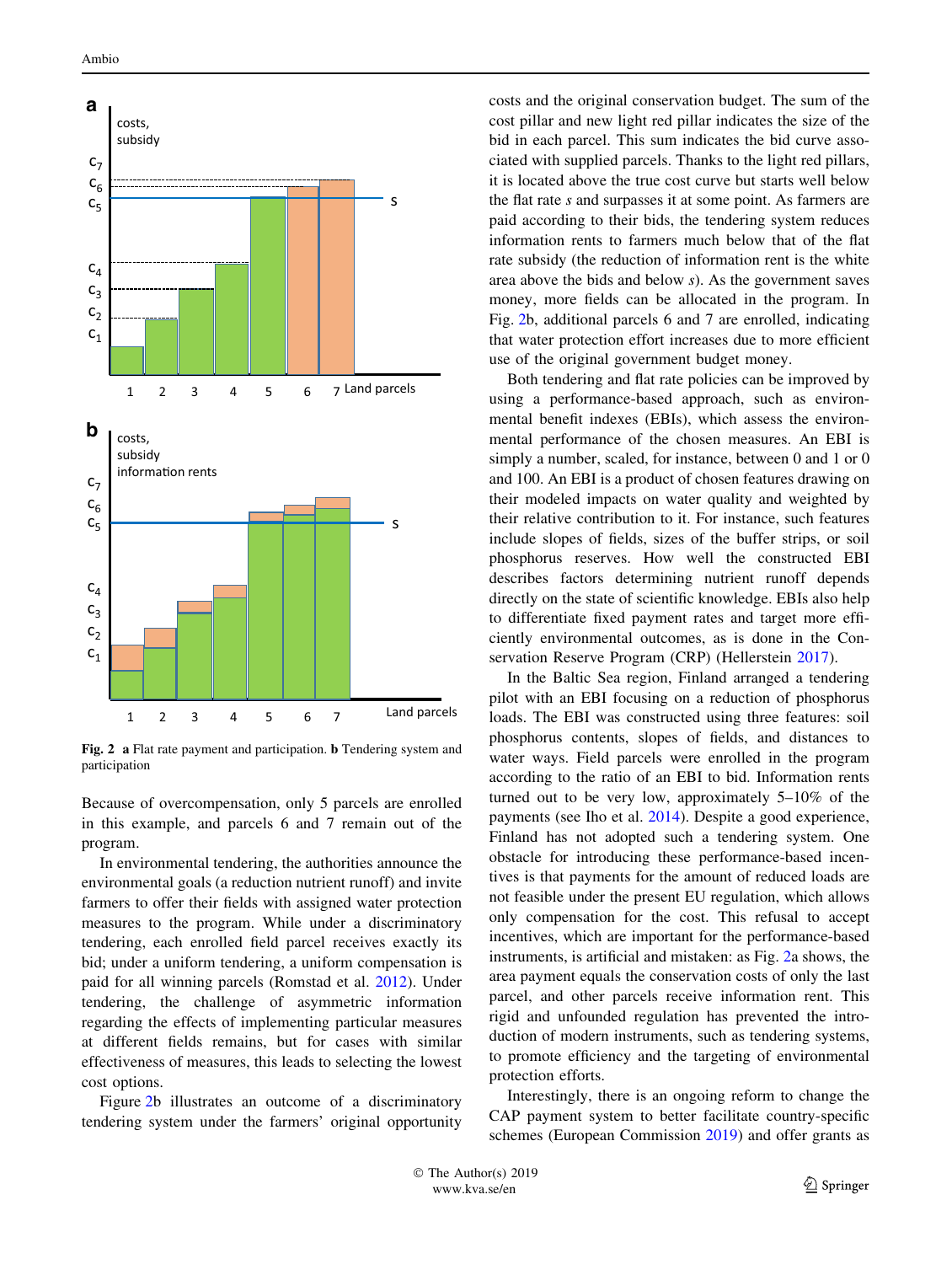a

costs, subsidy

$c_7$

$c_6$

$c_5$

$c_4$

$c_3$

$c_2$

$c_1$

s

1 2 3 4 5 6 7 Land parcels

b

costs, subsidy information rents

$c_7$

$c_6$

$c_5$

$c_4$

$c_3$

$c_2$

$c_1$

s

1 2 3 4 5 6 7 Land parcels

**Fig. 2** **a** Flat rate payment and participation. **b** Tendering system and participation

Because of overcompensation, only 5 parcels are enrolled in this example, and parcels 6 and 7 remain out of the program.

In environmental tendering, the authorities announce the environmental goals (a reduction nutrient runoff) and invite farmers to offer their fields with assigned water protection measures to the program. While under a discriminatory tendering, each enrolled field parcel receives exactly its bid; under a uniform tendering, a uniform compensation is paid for all winning parcels (Romstad et al. 2012). Under tendering, the challenge of asymmetric information regarding the effects of implementing particular measures at different fields remains, but for cases with similar effectiveness of measures, this leads to selecting the lowest cost options.

Figure 2b illustrates an outcome of a discriminatory tendering system under the farmers' original opportunity costs and the original conservation budget. The sum of the cost pillar and new light red pillar indicates the size of the bid in each parcel. This sum indicates the bid curve associated with supplied parcels. Thanks to the light red pillars, it is located above the true cost curve but starts well below the flat rate *s* and surpasses it at some point. As farmers are paid according to their bids, the tendering system reduces information rents to farmers much below that of the flat rate subsidy (the reduction of information rent is the white area above the bids and below *s*). As the government saves money, more fields can be allocated in the program. In Fig. 2b, additional parcels 6 and 7 are enrolled, indicating that water protection effort increases due to more efficient use of the original government budget money.

Both tendering and flat rate policies can be improved by using a performance-based approach, such as environmental benefit indexes (EBIs), which assess the environmental performance of the chosen measures. An EBI is simply a number, scaled, for instance, between 0 and 1 or 0 and 100. An EBI is a product of chosen features drawing on their modeled impacts on water quality and weighted by their relative contribution to it. For instance, such features include slopes of fields, sizes of the buffer strips, or soil phosphorus reserves. How well the constructed EBI describes factors determining nutrient runoff depends directly on the state of scientific knowledge. EBIs also help to differentiate fixed payment rates and target more efficiently environmental outcomes, as is done in the Conservation Reserve Program (CRP) (Hellerstein 2017).

In the Baltic Sea region, Finland arranged a tendering pilot with an EBI focusing on a reduction of phosphorus loads. The EBI was constructed using three features: soil phosphorus contents, slopes of fields, and distances to water ways. Field parcels were enrolled in the program according to the ratio of an EBI to bid. Information rents turned out to be very low, approximately 5–10% of the payments (see Iho et al. 2014). Despite a good experience, Finland has not adopted such a tendering system. One obstacle for introducing these performance-based incentives is that payments for the amount of reduced loads are not feasible under the present EU regulation, which allows only compensation for the cost. This refusal to accept incentives, which are important for the performance-based instruments, is artificial and mistaken: as Fig. 2a shows, the area payment equals the conservation costs of only the last parcel, and other parcels receive information rent. This rigid and unfounded regulation has prevented the introduction of modern instruments, such as tendering systems, to promote efficiency and the targeting of environmental protection efforts.

Interestingly, there is an ongoing reform to change the CAP payment system to better facilitate country-specific schemes (European Commission 2019) and offer grants as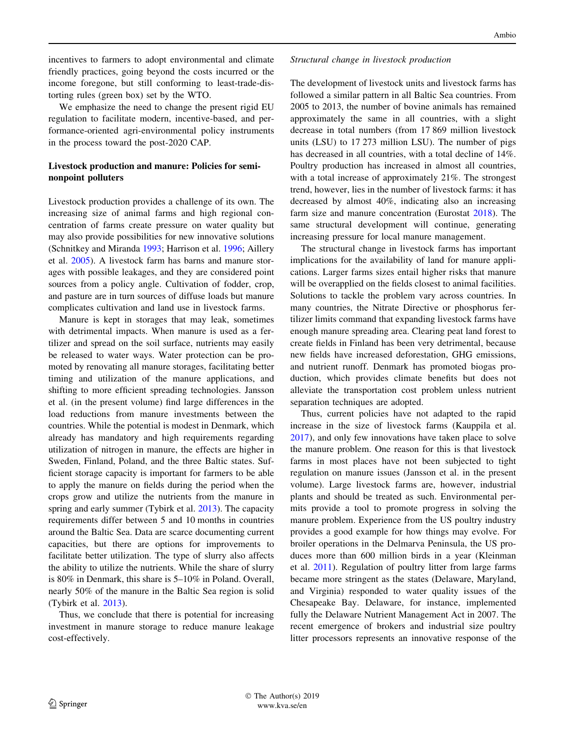incentives to farmers to adopt environmental and climate friendly practices, going beyond the costs incurred or the income foregone, but still conforming to least-trade-distorting rules (green box) set by the WTO.

We emphasize the need to change the present rigid EU regulation to facilitate modern, incentive-based, and performance-oriented agri-environmental policy instruments in the process toward the post-2020 CAP.

## Livestock production and manure: Policies for semi-nonpoint polluters

Livestock production provides a challenge of its own. The increasing size of animal farms and high regional concentration of farms create pressure on water quality but may also provide possibilities for new innovative solutions (Schnitkey and Miranda 1993; Harrison et al. 1996; Aillery et al. 2005). A livestock farm has barns and manure storages with possible leakages, and they are considered point sources from a policy angle. Cultivation of fodder, crop, and pasture are in turn sources of diffuse loads but manure complicates cultivation and land use in livestock farms.

Manure is kept in storages that may leak, sometimes with detrimental impacts. When manure is used as a fertilizer and spread on the soil surface, nutrients may easily be released to water ways. Water protection can be promoted by renovating all manure storages, facilitating better timing and utilization of the manure applications, and shifting to more efficient spreading technologies. Jansson et al. (in the present volume) find large differences in the load reductions from manure investments between the countries. While the potential is modest in Denmark, which already has mandatory and high requirements regarding utilization of nitrogen in manure, the effects are higher in Sweden, Finland, Poland, and the three Baltic states. Sufficient storage capacity is important for farmers to be able to apply the manure on fields during the period when the crops grow and utilize the nutrients from the manure in spring and early summer (Tybirk et al. 2013). The capacity requirements differ between 5 and 10 months in countries around the Baltic Sea. Data are scarce documenting current capacities, but there are options for improvements to facilitate better utilization. The type of slurry also affects the ability to utilize the nutrients. While the share of slurry is 80% in Denmark, this share is 5–10% in Poland. Overall, nearly 50% of the manure in the Baltic Sea region is solid (Tybirk et al. 2013).

Thus, we conclude that there is potential for increasing investment in manure storage to reduce manure leakage cost-effectively.

*Structural change in livestock production*

The development of livestock units and livestock farms has followed a similar pattern in all Baltic Sea countries. From 2005 to 2013, the number of bovine animals has remained approximately the same in all countries, with a slight decrease in total numbers (from 17 869 million livestock units (LSU) to 17 273 million LSU). The number of pigs has decreased in all countries, with a total decline of 14%. Poultry production has increased in almost all countries, with a total increase of approximately 21%. The strongest trend, however, lies in the number of livestock farms: it has decreased by almost 40%, indicating also an increasing farm size and manure concentration (Eurostat 2018). The same structural development will continue, generating increasing pressure for local manure management.

The structural change in livestock farms has important implications for the availability of land for manure applications. Larger farms sizes entail higher risks that manure will be overapplied on the fields closest to animal facilities. Solutions to tackle the problem vary across countries. In many countries, the Nitrate Directive or phosphorus fertilizer limits command that expanding livestock farms have enough manure spreading area. Clearing peat land forest to create fields in Finland has been very detrimental, because new fields have increased deforestation, GHG emissions, and nutrient runoff. Denmark has promoted biogas production, which provides climate benefits but does not alleviate the transportation cost problem unless nutrient separation techniques are adopted.

Thus, current policies have not adapted to the rapid increase in the size of livestock farms (Kauppila et al. 2017), and only few innovations have taken place to solve the manure problem. One reason for this is that livestock farms in most places have not been subjected to tight regulation on manure issues (Jansson et al. in the present volume). Large livestock farms are, however, industrial plants and should be treated as such. Environmental permits provide a tool to promote progress in solving the manure problem. Experience from the US poultry industry provides a good example for how things may evolve. For broiler operations in the Delmarva Peninsula, the US produces more than 600 million birds in a year (Kleinman et al. 2011). Regulation of poultry litter from large farms became more stringent as the states (Delaware, Maryland, and Virginia) responded to water quality issues of the Chesapeake Bay. Delaware, for instance, implemented fully the Delaware Nutrient Management Act in 2007. The recent emergence of brokers and industrial size poultry litter processors represents an innovative response of the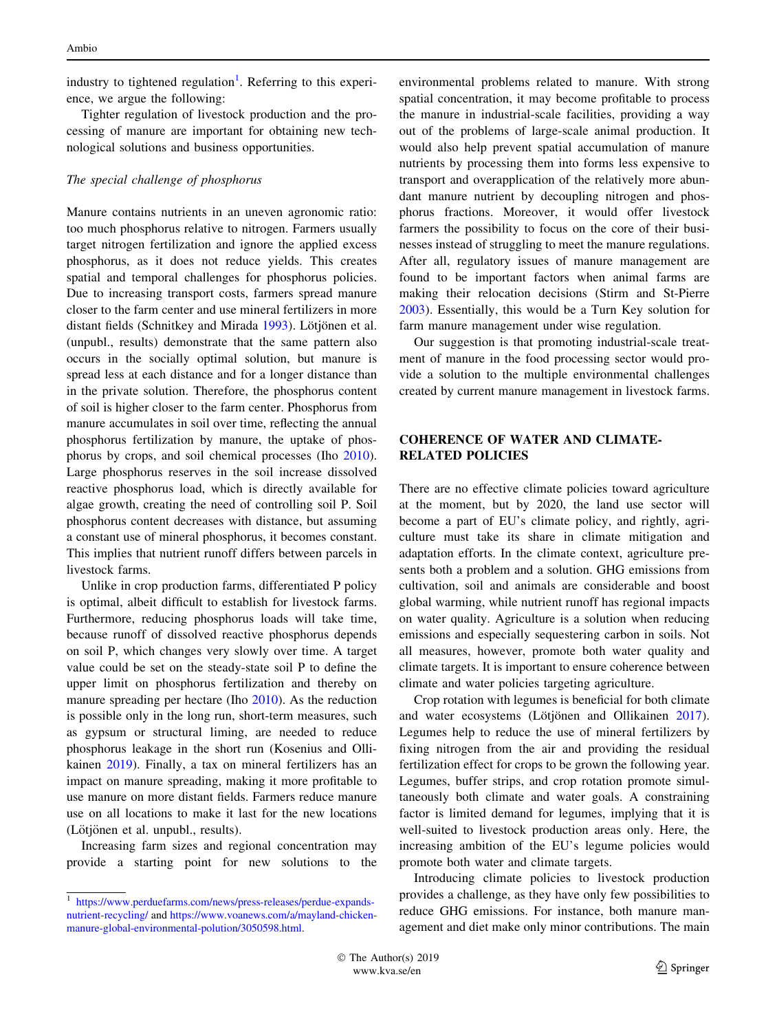industry to tightened regulation[1]. Referring to this experience, we argue the following:

Tighter regulation of livestock production and the processing of manure are important for obtaining new technological solutions and business opportunities.

*The special challenge of phosphorus*

Manure contains nutrients in an uneven agronomic ratio: too much phosphorus relative to nitrogen. Farmers usually target nitrogen fertilization and ignore the applied excess phosphorus, as it does not reduce yields. This creates spatial and temporal challenges for phosphorus policies. Due to increasing transport costs, farmers spread manure closer to the farm center and use mineral fertilizers in more distant fields (Schnitkey and Mirada 1993). Lötjönen et al. (unpubl., results) demonstrate that the same pattern also occurs in the socially optimal solution, but manure is spread less at each distance and for a longer distance than in the private solution. Therefore, the phosphorus content of soil is higher closer to the farm center. Phosphorus from manure accumulates in soil over time, reflecting the annual phosphorus fertilization by manure, the uptake of phosphorus by crops, and soil chemical processes (Iho 2010). Large phosphorus reserves in the soil increase dissolved reactive phosphorus load, which is directly available for algae growth, creating the need of controlling soil P. Soil phosphorus content decreases with distance, but assuming a constant use of mineral phosphorus, it becomes constant. This implies that nutrient runoff differs between parcels in livestock farms.

Unlike in crop production farms, differentiated P policy is optimal, albeit difficult to establish for livestock farms. Furthermore, reducing phosphorus loads will take time, because runoff of dissolved reactive phosphorus depends on soil P, which changes very slowly over time. A target value could be set on the steady-state soil P to define the upper limit on phosphorus fertilization and thereby on manure spreading per hectare (Iho 2010). As the reduction is possible only in the long run, short-term measures, such as gypsum or structural liming, are needed to reduce phosphorus leakage in the short run (Kosenius and Ollikainen 2019). Finally, a tax on mineral fertilizers has an impact on manure spreading, making it more profitable to use manure on more distant fields. Farmers reduce manure use on all locations to make it last for the new locations (Lötjönen et al. unpubl., results).

Increasing farm sizes and regional concentration may provide a starting point for new solutions to the environmental problems related to manure. With strong spatial concentration, it may become profitable to process the manure in industrial-scale facilities, providing a way out of the problems of large-scale animal production. It would also help prevent spatial accumulation of manure nutrients by processing them into forms less expensive to transport and overapplication of the relatively more abundant manure nutrient by decoupling nitrogen and phosphorus fractions. Moreover, it would offer livestock farmers the possibility to focus on the core of their businesses instead of struggling to meet the manure regulations. After all, regulatory issues of manure management are found to be important factors when animal farms are making their relocation decisions (Stirm and St-Pierre 2003). Essentially, this would be a Turn Key solution for farm manure management under wise regulation.

Our suggestion is that promoting industrial-scale treatment of manure in the food processing sector would provide a solution to the multiple environmental challenges created by current manure management in livestock farms.

## COHERENCE OF WATER AND CLIMATE-RELATED POLICIES

There are no effective climate policies toward agriculture at the moment, but by 2020, the land use sector will become a part of EU's climate policy, and rightly, agriculture must take its share in climate mitigation and adaptation efforts. In the climate context, agriculture presents both a problem and a solution. GHG emissions from cultivation, soil and animals are considerable and boost global warming, while nutrient runoff has regional impacts on water quality. Agriculture is a solution when reducing emissions and especially sequestering carbon in soils. Not all measures, however, promote both water quality and climate targets. It is important to ensure coherence between climate and water policies targeting agriculture.

Crop rotation with legumes is beneficial for both climate and water ecosystems (Lötjönen and Ollikainen 2017). Legumes help to reduce the use of mineral fertilizers by fixing nitrogen from the air and providing the residual fertilization effect for crops to be grown the following year. Legumes, buffer strips, and crop rotation promote simultaneously both climate and water goals. A constraining factor is limited demand for legumes, implying that it is well-suited to livestock production areas only. Here, the increasing ambition of the EU's legume policies would promote both water and climate targets.

Introducing climate policies to livestock production provides a challenge, as they have only few possibilities to reduce GHG emissions. For instance, both manure management and diet make only minor contributions. The main

[1] https://www.perduefarms.com/news/press-releases/perdue-expands-nutrient-recycling/ and https://www.voanews.com/a/mayland-chicken-manure-global-environmental-polution/3050598.html.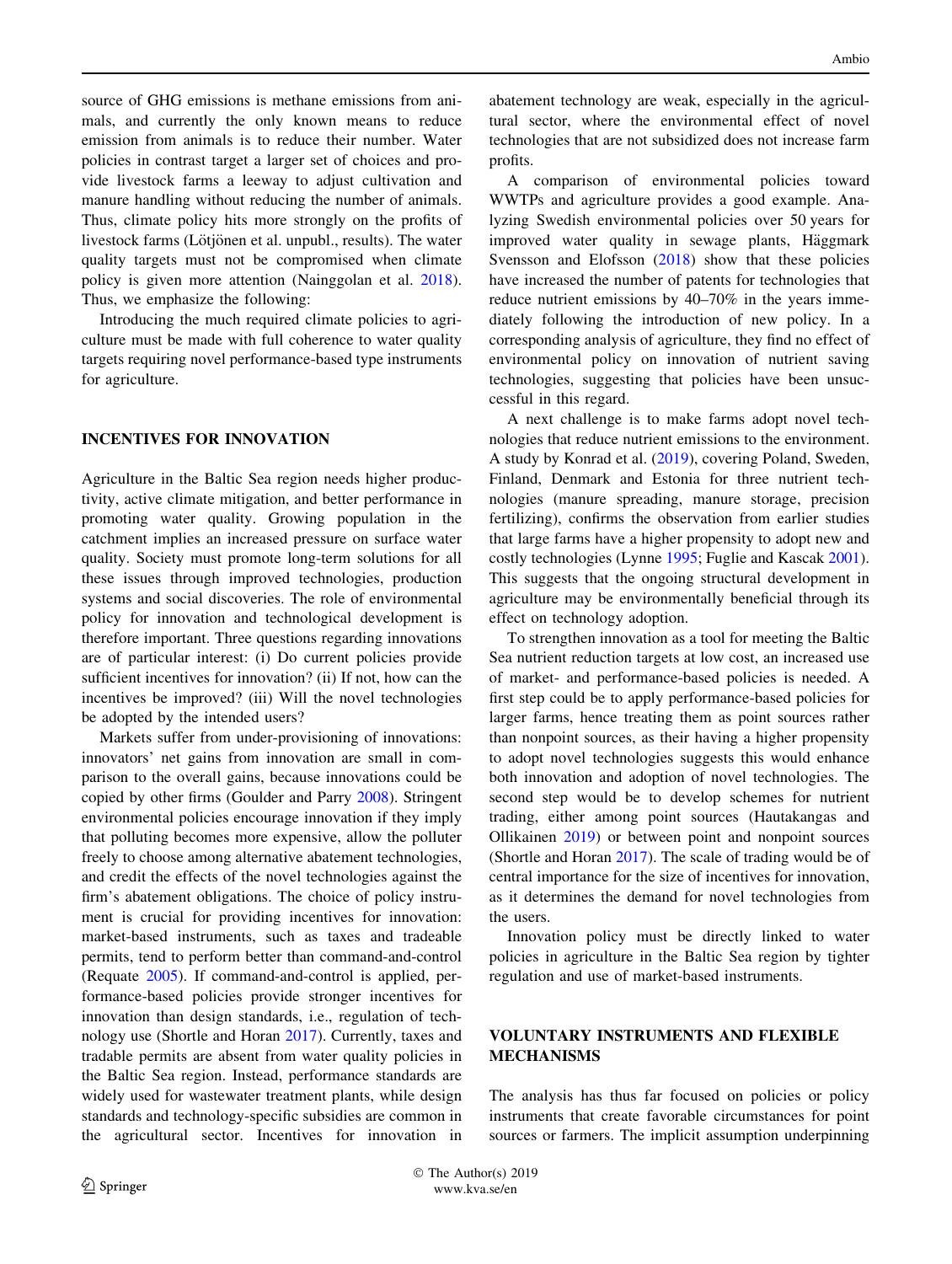source of GHG emissions is methane emissions from animals, and currently the only known means to reduce emission from animals is to reduce their number. Water policies in contrast target a larger set of choices and provide livestock farms a leeway to adjust cultivation and manure handling without reducing the number of animals. Thus, climate policy hits more strongly on the profits of livestock farms (Lötjönen et al. unpubl., results). The water quality targets must not be compromised when climate policy is given more attention (Nainggolan et al. 2018). Thus, we emphasize the following:

Introducing the much required climate policies to agriculture must be made with full coherence to water quality targets requiring novel performance-based type instruments for agriculture.

## INCENTIVES FOR INNOVATION

Agriculture in the Baltic Sea region needs higher productivity, active climate mitigation, and better performance in promoting water quality. Growing population in the catchment implies an increased pressure on surface water quality. Society must promote long-term solutions for all these issues through improved technologies, production systems and social discoveries. The role of environmental policy for innovation and technological development is therefore important. Three questions regarding innovations are of particular interest: (i) Do current policies provide sufficient incentives for innovation? (ii) If not, how can the incentives be improved? (iii) Will the novel technologies be adopted by the intended users?

Markets suffer from under-provisioning of innovations: innovators' net gains from innovation are small in comparison to the overall gains, because innovations could be copied by other firms (Goulder and Parry 2008). Stringent environmental policies encourage innovation if they imply that polluting becomes more expensive, allow the polluter freely to choose among alternative abatement technologies, and credit the effects of the novel technologies against the firm's abatement obligations. The choice of policy instrument is crucial for providing incentives for innovation: market-based instruments, such as taxes and tradeable permits, tend to perform better than command-and-control (Requate 2005). If command-and-control is applied, performance-based policies provide stronger incentives for innovation than design standards, i.e., regulation of technology use (Shortle and Horan 2017). Currently, taxes and tradable permits are absent from water quality policies in the Baltic Sea region. Instead, performance standards are widely used for wastewater treatment plants, while design standards and technology-specific subsidies are common in the agricultural sector. Incentives for innovation in abatement technology are weak, especially in the agricultural sector, where the environmental effect of novel technologies that are not subsidized does not increase farm profits.

A comparison of environmental policies toward WWTPs and agriculture provides a good example. Analyzing Swedish environmental policies over 50 years for improved water quality in sewage plants, Häggmark Svensson and Elofsson (2018) show that these policies have increased the number of patents for technologies that reduce nutrient emissions by 40–70% in the years immediately following the introduction of new policy. In a corresponding analysis of agriculture, they find no effect of environmental policy on innovation of nutrient saving technologies, suggesting that policies have been unsuccessful in this regard.

A next challenge is to make farms adopt novel technologies that reduce nutrient emissions to the environment. A study by Konrad et al. (2019), covering Poland, Sweden, Finland, Denmark and Estonia for three nutrient technologies (manure spreading, manure storage, precision fertilizing), confirms the observation from earlier studies that large farms have a higher propensity to adopt new and costly technologies (Lynne 1995; Fuglie and Kascak 2001). This suggests that the ongoing structural development in agriculture may be environmentally beneficial through its effect on technology adoption.

To strengthen innovation as a tool for meeting the Baltic Sea nutrient reduction targets at low cost, an increased use of market- and performance-based policies is needed. A first step could be to apply performance-based policies for larger farms, hence treating them as point sources rather than nonpoint sources, as their having a higher propensity to adopt novel technologies suggests this would enhance both innovation and adoption of novel technologies. The second step would be to develop schemes for nutrient trading, either among point sources (Hautakangas and Ollikainen 2019) or between point and nonpoint sources (Shortle and Horan 2017). The scale of trading would be of central importance for the size of incentives for innovation, as it determines the demand for novel technologies from the users.

Innovation policy must be directly linked to water policies in agriculture in the Baltic Sea region by tighter regulation and use of market-based instruments.

## VOLUNTARY INSTRUMENTS AND FLEXIBLE MECHANISMS

The analysis has thus far focused on policies or policy instruments that create favorable circumstances for point sources or farmers. The implicit assumption underpinning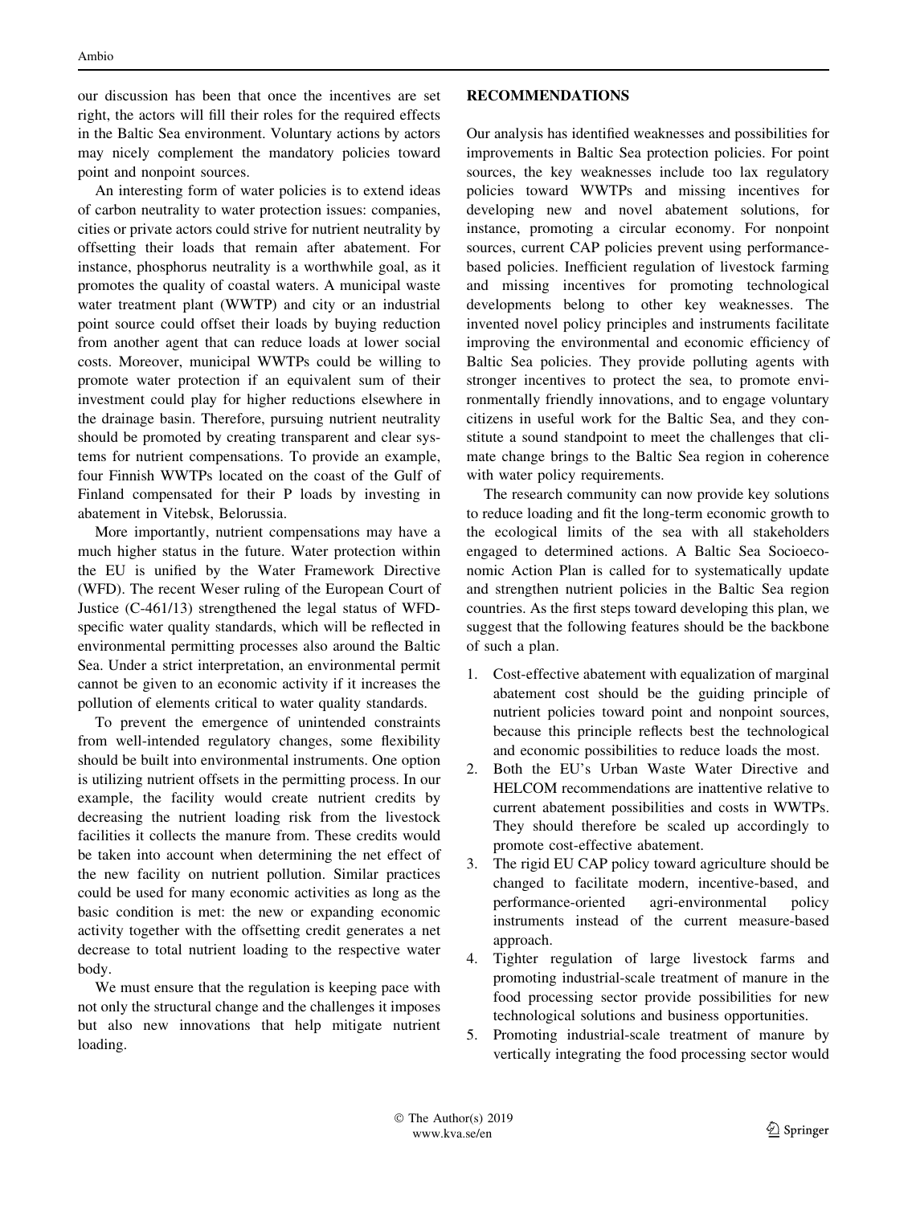our discussion has been that once the incentives are set right, the actors will fill their roles for the required effects in the Baltic Sea environment. Voluntary actions by actors may nicely complement the mandatory policies toward point and nonpoint sources.

An interesting form of water policies is to extend ideas of carbon neutrality to water protection issues: companies, cities or private actors could strive for nutrient neutrality by offsetting their loads that remain after abatement. For instance, phosphorus neutrality is a worthwhile goal, as it promotes the quality of coastal waters. A municipal waste water treatment plant (WWTP) and city or an industrial point source could offset their loads by buying reduction from another agent that can reduce loads at lower social costs. Moreover, municipal WWTPs could be willing to promote water protection if an equivalent sum of their investment could play for higher reductions elsewhere in the drainage basin. Therefore, pursuing nutrient neutrality should be promoted by creating transparent and clear systems for nutrient compensations. To provide an example, four Finnish WWTPs located on the coast of the Gulf of Finland compensated for their P loads by investing in abatement in Vitebsk, Belorussia.

More importantly, nutrient compensations may have a much higher status in the future. Water protection within the EU is unified by the Water Framework Directive (WFD). The recent Weser ruling of the European Court of Justice (C-461/13) strengthened the legal status of WFD-specific water quality standards, which will be reflected in environmental permitting processes also around the Baltic Sea. Under a strict interpretation, an environmental permit cannot be given to an economic activity if it increases the pollution of elements critical to water quality standards.

To prevent the emergence of unintended constraints from well-intended regulatory changes, some flexibility should be built into environmental instruments. One option is utilizing nutrient offsets in the permitting process. In our example, the facility would create nutrient credits by decreasing the nutrient loading risk from the livestock facilities it collects the manure from. These credits would be taken into account when determining the net effect of the new facility on nutrient pollution. Similar practices could be used for many economic activities as long as the basic condition is met: the new or expanding economic activity together with the offsetting credit generates a net decrease to total nutrient loading to the respective water body.

We must ensure that the regulation is keeping pace with not only the structural change and the challenges it imposes but also new innovations that help mitigate nutrient loading.

## RECOMMENDATIONS

Our analysis has identified weaknesses and possibilities for improvements in Baltic Sea protection policies. For point sources, the key weaknesses include too lax regulatory policies toward WWTPs and missing incentives for developing new and novel abatement solutions, for instance, promoting a circular economy. For nonpoint sources, current CAP policies prevent using performance-based policies. Inefficient regulation of livestock farming and missing incentives for promoting technological developments belong to other key weaknesses. The invented novel policy principles and instruments facilitate improving the environmental and economic efficiency of Baltic Sea policies. They provide polluting agents with stronger incentives to protect the sea, to promote environmentally friendly innovations, and to engage voluntary citizens in useful work for the Baltic Sea, and they constitute a sound standpoint to meet the challenges that climate change brings to the Baltic Sea region in coherence with water policy requirements.

The research community can now provide key solutions to reduce loading and fit the long-term economic growth to the ecological limits of the sea with all stakeholders engaged to determined actions. A Baltic Sea Socioeconomic Action Plan is called for to systematically update and strengthen nutrient policies in the Baltic Sea region countries. As the first steps toward developing this plan, we suggest that the following features should be the backbone of such a plan.

1. Cost-effective abatement with equalization of marginal abatement cost should be the guiding principle of nutrient policies toward point and nonpoint sources, because this principle reflects best the technological and economic possibilities to reduce loads the most.
2. Both the EU's Urban Waste Water Directive and HELCOM recommendations are inattentive relative to current abatement possibilities and costs in WWTPs. They should therefore be scaled up accordingly to promote cost-effective abatement.
3. The rigid EU CAP policy toward agriculture should be changed to facilitate modern, incentive-based, and performance-oriented agri-environmental policy instruments instead of the current measure-based approach.
4. Tighter regulation of large livestock farms and promoting industrial-scale treatment of manure in the food processing sector provide possibilities for new technological solutions and business opportunities.
5. Promoting industrial-scale treatment of manure by vertically integrating the food processing sector would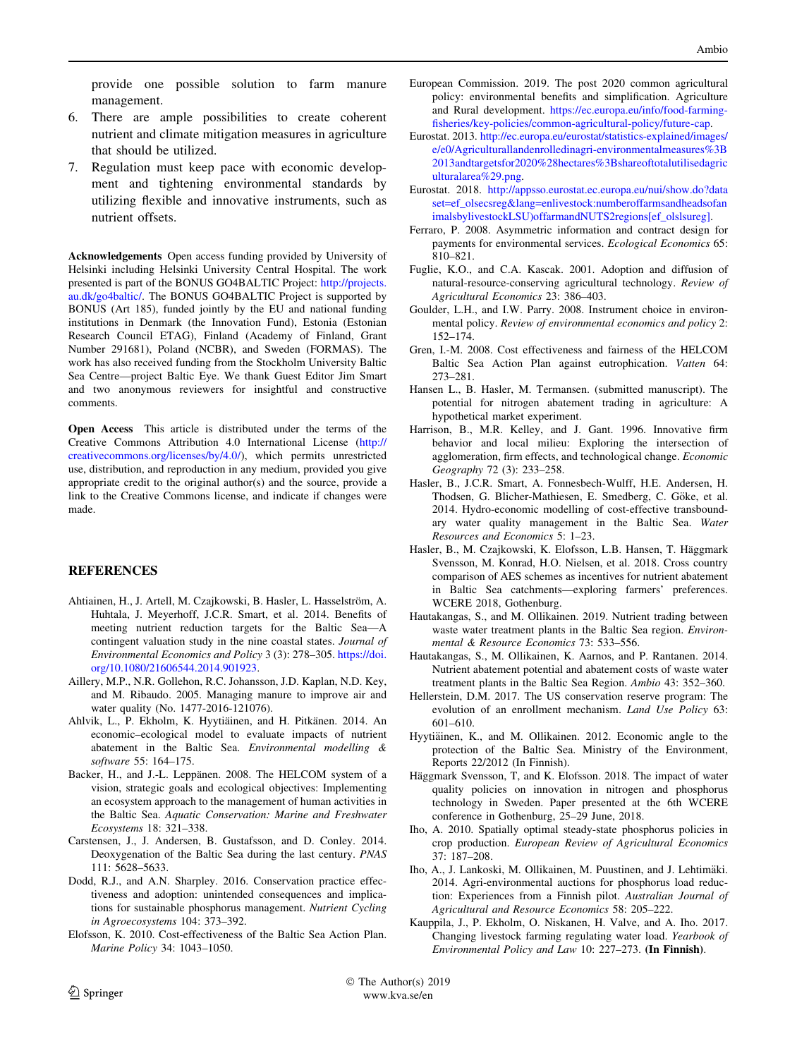provide one possible solution to farm manure management.

6. There are ample possibilities to create coherent nutrient and climate mitigation measures in agriculture that should be utilized.
7. Regulation must keep pace with economic development and tightening environmental standards by utilizing flexible and innovative instruments, such as nutrient offsets.

**Acknowledgements** Open access funding provided by University of Helsinki including Helsinki University Central Hospital. The work presented is part of the BONUS GO4BALTIC Project: http://projects.au.dk/go4baltic/. The BONUS GO4BALTIC Project is supported by BONUS (Art 185), funded jointly by the EU and national funding institutions in Denmark (the Innovation Fund), Estonia (Estonian Research Council ETAG), Finland (Academy of Finland, Grant Number 291681), Poland (NCBR), and Sweden (FORMAS). The work has also received funding from the Stockholm University Baltic Sea Centre—project Baltic Eye. We thank Guest Editor Jim Smart and two anonymous reviewers for insightful and constructive comments.

**Open Access** This article is distributed under the terms of the Creative Commons Attribution 4.0 International License (http://creativecommons.org/licenses/by/4.0/), which permits unrestricted use, distribution, and reproduction in any medium, provided you give appropriate credit to the original author(s) and the source, provide a link to the Creative Commons license, and indicate if changes were made.

## REFERENCES

Ahtiainen, H., J. Artell, M. Czajkowski, B. Hasler, L. Hasselström, A. Huhtala, J. Meyerhoff, J.C.R. Smart, et al. 2014. Benefits of meeting nutrient reduction targets for the Baltic Sea—A contingent valuation study in the nine coastal states. *Journal of Environmental Economics and Policy* 3 (3): 278–305. https://doi.org/10.1080/21606544.2014.901923.

Aillery, M.P., N.R. Gollehon, R.C. Johansson, J.D. Kaplan, N.D. Key, and M. Ribaudo. 2005. Managing manure to improve air and water quality (No. 1477-2016-121076).

Ahlvik, L., P. Ekholm, K. Hyytiäinen, and H. Pitkänen. 2014. An economic–ecological model to evaluate impacts of nutrient abatement in the Baltic Sea. *Environmental modelling & software* 55: 164–175.

Backer, H., and J.-L. Leppänen. 2008. The HELCOM system of a vision, strategic goals and ecological objectives: Implementing an ecosystem approach to the management of human activities in the Baltic Sea. *Aquatic Conservation: Marine and Freshwater Ecosystems* 18: 321–338.

Carstensen, J., J. Andersen, B. Gustafsson, and D. Conley. 2014. Deoxygenation of the Baltic Sea during the last century. *PNAS* 111: 5628–5633.

Dodd, R.J., and A.N. Sharpley. 2016. Conservation practice effectiveness and adoption: unintended consequences and implications for sustainable phosphorus management. *Nutrient Cycling in Agroecosystems* 104: 373–392.

Elofsson, K. 2010. Cost-effectiveness of the Baltic Sea Action Plan. *Marine Policy* 34: 1043–1050.

European Commission. 2019. The post 2020 common agricultural policy: environmental benefits and simplification. Agriculture and Rural development. https://ec.europa.eu/info/food-farming-fisheries/key-policies/common-agricultural-policy/future-cap.

Eurostat. 2013. http://ec.europa.eu/eurostat/statistics-explained/images/e/e0/Agriculturallandenrolledinagri-environmentalmeasures%3B2013andtargetsfor2020%28hectares%3Bshareoftotalutilisedagriculturalarea%29.png.

Eurostat. 2018. http://appsso.eurostat.ec.europa.eu/nui/show.do?dataset=ef_olsecsreg&lang=enlivestock:numberoffarmsandheadsofanimalsbylivestockLSU)offarmandNUTS2regions[ef_olslsureg].

Ferraro, P. 2008. Asymmetric information and contract design for payments for environmental services. *Ecological Economics* 65: 810–821.

Fuglie, K.O., and C.A. Kascak. 2001. Adoption and diffusion of natural-resource-conserving agricultural technology. *Review of Agricultural Economics* 23: 386–403.

Goulder, L.H., and I.W. Parry. 2008. Instrument choice in environmental policy. *Review of environmental economics and policy* 2: 152–174.

Gren, I.-M. 2008. Cost effectiveness and fairness of the HELCOM Baltic Sea Action Plan against eutrophication. *Vatten* 64: 273–281.

Hansen L., B. Hasler, M. Termansen. (submitted manuscript). The potential for nitrogen abatement trading in agriculture: A hypothetical market experiment.

Harrison, B., M.R. Kelley, and J. Gant. 1996. Innovative firm behavior and local milieu: Exploring the intersection of agglomeration, firm effects, and technological change. *Economic Geography* 72 (3): 233–258.

Hasler, B., J.C.R. Smart, A. Fonnesbech-Wulff, H.E. Andersen, H. Thodsen, G. Blicher-Mathiesen, E. Smedberg, C. Göke, et al. 2014. Hydro-economic modelling of cost-effective transboundary water quality management in the Baltic Sea. *Water Resources and Economics* 5: 1–23.

Hasler, B., M. Czajkowski, K. Elofsson, L.B. Hansen, T. Häggmark Svensson, M. Konrad, H.O. Nielsen, et al. 2018. Cross country comparison of AES schemes as incentives for nutrient abatement in Baltic Sea catchments—exploring farmers' preferences. WCERE 2018, Gothenburg.

Hautakangas, S., and M. Ollikainen. 2019. Nutrient trading between waste water treatment plants in the Baltic Sea region. *Environmental & Resource Economics* 73: 533–556.

Hautakangas, S., M. Ollikainen, K. Aarnos, and P. Rantanen. 2014. Nutrient abatement potential and abatement costs of waste water treatment plants in the Baltic Sea Region. *Ambio* 43: 352–360.

Hellerstein, D.M. 2017. The US conservation reserve program: The evolution of an enrollment mechanism. *Land Use Policy* 63: 601–610.

Hyytiäinen, K., and M. Ollikainen. 2012. Economic angle to the protection of the Baltic Sea. Ministry of the Environment, Reports 22/2012 (In Finnish).

Häggmark Svensson, T, and K. Elofsson. 2018. The impact of water quality policies on innovation in nitrogen and phosphorus technology in Sweden. Paper presented at the 6th WCERE conference in Gothenburg, 25–29 June, 2018.

Iho, A. 2010. Spatially optimal steady-state phosphorus policies in crop production. *European Review of Agricultural Economics* 37: 187–208.

Iho, A., J. Lankoski, M. Ollikainen, M. Puustinen, and J. Lehtimäki. 2014. Agri-environmental auctions for phosphorus load reduction: Experiences from a Finnish pilot. *Australian Journal of Agricultural and Resource Economics* 58: 205–222.

Kauppila, J., P. Ekholm, O. Niskanen, H. Valve, and A. Iho. 2017. Changing livestock farming regulating water load. *Yearbook of Environmental Policy and Law* 10: 227–273. **(In Finnish)**.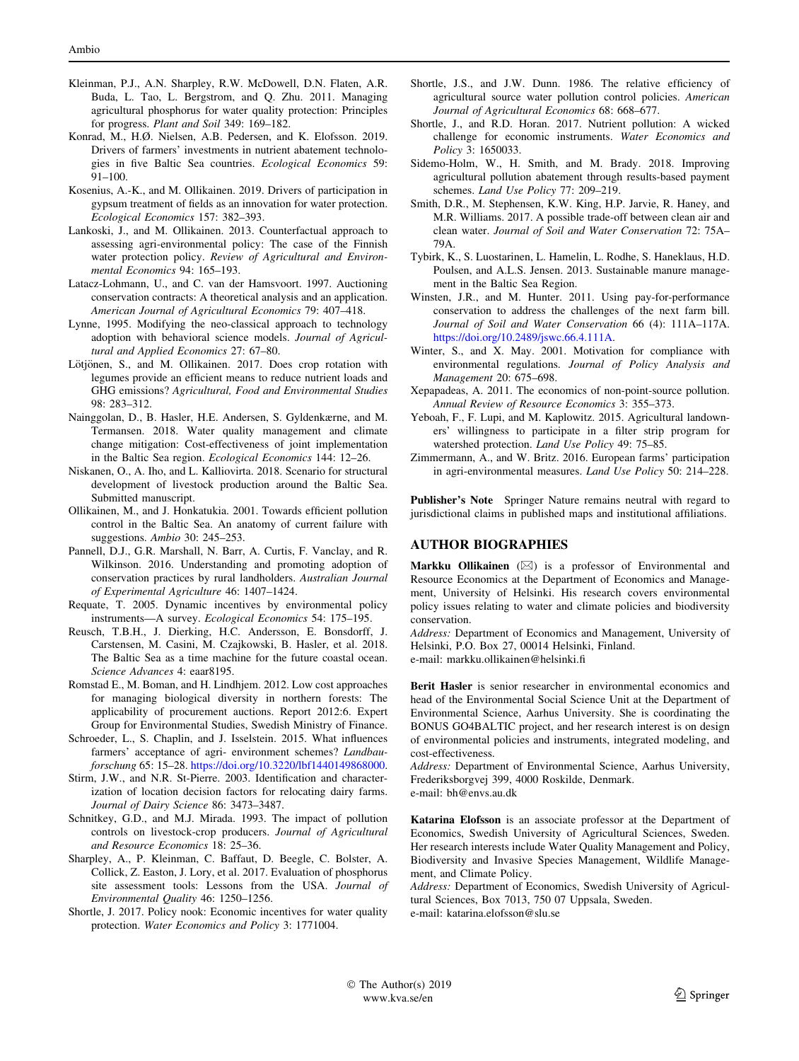Kleinman, P.J., A.N. Sharpley, R.W. McDowell, D.N. Flaten, A.R. Buda, L. Tao, L. Bergstrom, and Q. Zhu. 2011. Managing agricultural phosphorus for water quality protection: Principles for progress. *Plant and Soil* 349: 169–182.

Konrad, M., H.Ø. Nielsen, A.B. Pedersen, and K. Elofsson. 2019. Drivers of farmers' investments in nutrient abatement technologies in five Baltic Sea countries. *Ecological Economics* 59: 91–100.

Kosenius, A.-K., and M. Ollikainen. 2019. Drivers of participation in gypsum treatment of fields as an innovation for water protection. *Ecological Economics* 157: 382–393.

Lankoski, J., and M. Ollikainen. 2013. Counterfactual approach to assessing agri-environmental policy: The case of the Finnish water protection policy. *Review of Agricultural and Environmental Economics* 94: 165–193.

Latacz-Lohmann, U., and C. van der Hamsvoort. 1997. Auctioning conservation contracts: A theoretical analysis and an application. *American Journal of Agricultural Economics* 79: 407–418.

Lynne, 1995. Modifying the neo-classical approach to technology adoption with behavioral science models. *Journal of Agricultural and Applied Economics* 27: 67–80.

Lötjönen, S., and M. Ollikainen. 2017. Does crop rotation with legumes provide an efficient means to reduce nutrient loads and GHG emissions? *Agricultural, Food and Environmental Studies* 98: 283–312.

Nainggolan, D., B. Hasler, H.E. Andersen, S. Gyldenkærne, and M. Termansen. 2018. Water quality management and climate change mitigation: Cost-effectiveness of joint implementation in the Baltic Sea region. *Ecological Economics* 144: 12–26.

Niskanen, O., A. Iho, and L. Kalliovirta. 2018. Scenario for structural development of livestock production around the Baltic Sea. Submitted manuscript.

Ollikainen, M., and J. Honkatukia. 2001. Towards efficient pollution control in the Baltic Sea. An anatomy of current failure with suggestions. *Ambio* 30: 245–253.

Pannell, D.J., G.R. Marshall, N. Barr, A. Curtis, F. Vanclay, and R. Wilkinson. 2016. Understanding and promoting adoption of conservation practices by rural landholders. *Australian Journal of Experimental Agriculture* 46: 1407–1424.

Requate, T. 2005. Dynamic incentives by environmental policy instruments—A survey. *Ecological Economics* 54: 175–195.

Reusch, T.B.H., J. Dierking, H.C. Andersson, E. Bonsdorff, J. Carstensen, M. Casini, M. Czajkowski, B. Hasler, et al. 2018. The Baltic Sea as a time machine for the future coastal ocean. *Science Advances* 4: eaar8195.

Romstad E., M. Boman, and H. Lindhjem. 2012. Low cost approaches for managing biological diversity in northern forests: The applicability of procurement auctions. Report 2012:6. Expert Group for Environmental Studies, Swedish Ministry of Finance.

Schroeder, L., S. Chaplin, and J. Isselstein. 2015. What influences farmers' acceptance of agri- environment schemes? *Landbauforschung* 65: 15–28. https://doi.org/10.3220/lbf1440149868000.

Stirm, J.W., and N.R. St-Pierre. 2003. Identification and characterization of location decision factors for relocating dairy farms. *Journal of Dairy Science* 86: 3473–3487.

Schnitkey, G.D., and M.J. Mirada. 1993. The impact of pollution controls on livestock-crop producers. *Journal of Agricultural and Resource Economics* 18: 25–36.

Sharpley, A., P. Kleinman, C. Baffaut, D. Beegle, C. Bolster, A. Collick, Z. Easton, J. Lory, et al. 2017. Evaluation of phosphorus site assessment tools: Lessons from the USA. *Journal of Environmental Quality* 46: 1250–1256.

Shortle, J. 2017. Policy nook: Economic incentives for water quality protection. *Water Economics and Policy* 3: 1771004.

Shortle, J.S., and J.W. Dunn. 1986. The relative efficiency of agricultural source water pollution control policies. *American Journal of Agricultural Economics* 68: 668–677.

Shortle, J., and R.D. Horan. 2017. Nutrient pollution: A wicked challenge for economic instruments. *Water Economics and Policy* 3: 1650033.

Sidemo-Holm, W., H. Smith, and M. Brady. 2018. Improving agricultural pollution abatement through results-based payment schemes. *Land Use Policy* 77: 209–219.

Smith, D.R., M. Stephensen, K.W. King, H.P. Jarvie, R. Haney, and M.R. Williams. 2017. A possible trade-off between clean air and clean water. *Journal of Soil and Water Conservation* 72: 75A–79A.

Tybirk, K., S. Luostarinen, L. Hamelin, L. Rodhe, S. Haneklaus, H.D. Poulsen, and A.L.S. Jensen. 2013. Sustainable manure management in the Baltic Sea Region.

Winsten, J.R., and M. Hunter. 2011. Using pay-for-performance conservation to address the challenges of the next farm bill. *Journal of Soil and Water Conservation* 66 (4): 111A–117A. https://doi.org/10.2489/jswc.66.4.111A.

Winter, S., and X. May. 2001. Motivation for compliance with environmental regulations. *Journal of Policy Analysis and Management* 20: 675–698.

Xepapadeas, A. 2011. The economics of non-point-source pollution. *Annual Review of Resource Economics* 3: 355–373.

Yeboah, F., F. Lupi, and M. Kaplowitz. 2015. Agricultural landowners' willingness to participate in a filter strip program for watershed protection. *Land Use Policy* 49: 75–85.

Zimmermann, A., and W. Britz. 2016. European farms' participation in agri-environmental measures. *Land Use Policy* 50: 214–228.

**Publisher's Note** Springer Nature remains neutral with regard to jurisdictional claims in published maps and institutional affiliations.

## AUTHOR BIOGRAPHIES

**Markku Ollikainen** (✉) is a professor of Environmental and Resource Economics at the Department of Economics and Management, University of Helsinki. His research covers environmental policy issues relating to water and climate policies and biodiversity conservation.

*Address:* Department of Economics and Management, University of Helsinki, P.O. Box 27, 00014 Helsinki, Finland.
e-mail: markku.ollikainen@helsinki.fi

**Berit Hasler** is senior researcher in environmental economics and head of the Environmental Social Science Unit at the Department of Environmental Science, Aarhus University. She is coordinating the BONUS GO4BALTIC project, and her research interest is on design of environmental policies and instruments, integrated modeling, and cost-effectiveness.

*Address:* Department of Environmental Science, Aarhus University, Frederiksborgvej 399, 4000 Roskilde, Denmark.
e-mail: bh@envs.au.dk

**Katarina Elofsson** is an associate professor at the Department of Economics, Swedish University of Agricultural Sciences, Sweden. Her research interests include Water Quality Management and Policy, Biodiversity and Invasive Species Management, Wildlife Management, and Climate Policy.

*Address:* Department of Economics, Swedish University of Agricultural Sciences, Box 7013, 750 07 Uppsala, Sweden.
e-mail: katarina.elofsson@slu.se

© The Author(s) 2019
www.kva.se/en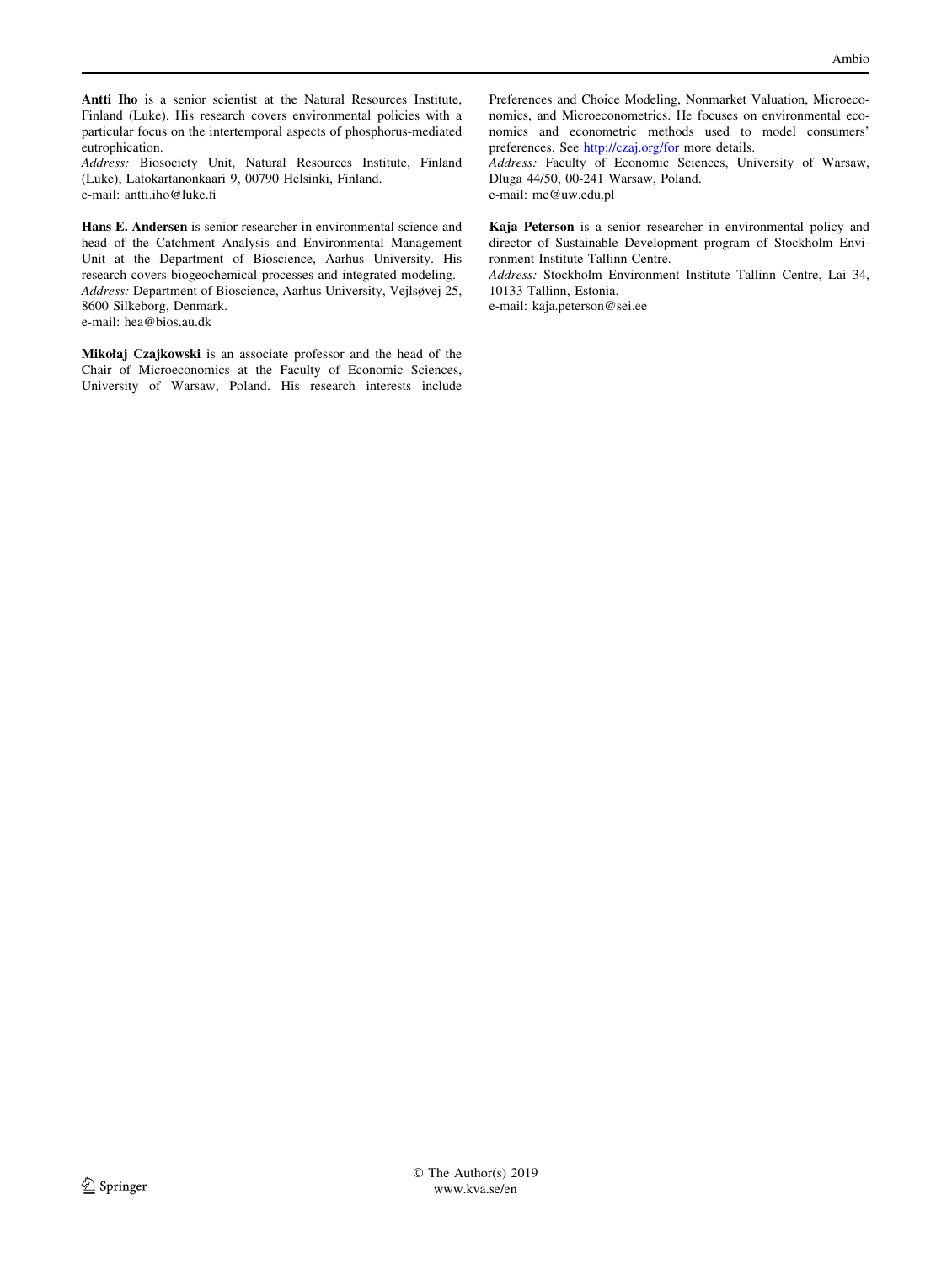**Antti Iho** is a senior scientist at the Natural Resources Institute, Finland (Luke). His research covers environmental policies with a particular focus on the intertemporal aspects of phosphorus-mediated eutrophication.
*Address:* Biosociety Unit, Natural Resources Institute, Finland (Luke), Latokartanonkaari 9, 00790 Helsinki, Finland.
e-mail: antti.iho@luke.fi

**Hans E. Andersen** is senior researcher in environmental science and head of the Catchment Analysis and Environmental Management Unit at the Department of Bioscience, Aarhus University. His research covers biogeochemical processes and integrated modeling.
*Address:* Department of Bioscience, Aarhus University, Vejlsøvej 25, 8600 Silkeborg, Denmark.
e-mail: hea@bios.au.dk

**Mikołaj Czajkowski** is an associate professor and the head of the Chair of Microeconomics at the Faculty of Economic Sciences, University of Warsaw, Poland. His research interests include Preferences and Choice Modeling, Nonmarket Valuation, Microeconomics, and Microeconometrics. He focuses on environmental economics and econometric methods used to model consumers' preferences. See http://czaj.org/for more details.
*Address:* Faculty of Economic Sciences, University of Warsaw, Dluga 44/50, 00-241 Warsaw, Poland.
e-mail: mc@uw.edu.pl

**Kaja Peterson** is a senior researcher in environmental policy and director of Sustainable Development program of Stockholm Environment Institute Tallinn Centre.
*Address:* Stockholm Environment Institute Tallinn Centre, Lai 34, 10133 Tallinn, Estonia.
e-mail: kaja.peterson@sei.ee